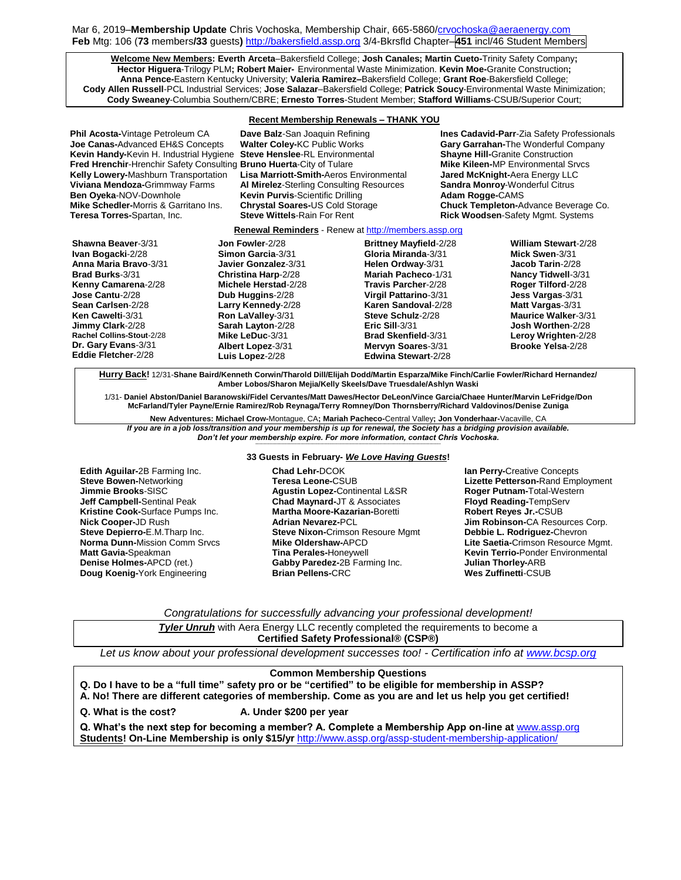Mar 6, 2019–**Membership Update** Chris Vochoska, Membership Chair, 665-5860/crvochoska@aeraenergy.com
**Feb** Mtg: 106 (**73** members**/33** guests**)** http://bakersfield.assp.org 3/4-Bkrsfld Chapter–**451** incl/46 Student Members

**Welcome New Members: Everth Arceta**–Bakersfield College; **Josh Canales; Martin Cueto-**Trinity Safety Company**; Hector Higuera**-Trilogy PLM**; Robert Maier-** Environmental Waste Minimization. **Kevin Moe-**Granite Construction**; Anna Pence-**Eastern Kentucky University; **Valeria Ramirez–**Bakersfield College; **Grant Roe**-Bakersfield College; **Cody Allen Russell**-PCL Industrial Services; **Jose Salazar**–Bakersfield College; **Patrick Soucy**-Environmental Waste Minimization; **Cody Sweaney**-Columbia Southern/CBRE; **Ernesto Torres**-Student Member; **Stafford Williams**-CSUB/Superior Court;

**Recent Membership Renewals – THANK YOU**

**Phil Acosta-**Vintage Petroleum CA
**Joe Canas-**Advanced EH&S Concepts
**Kevin Handy-**Kevin H. Industrial Hygiene
**Fred Hrenchir**-Hrenchir Safety Consulting
**Kelly Lowery-**Mashburn Transportation
**Viviana Mendoza-**Grimmway Farms
**Ben Oyeka**-NOV-Downhole
**Mike Schedler-**Morris & Garritano Ins.
**Teresa Torres-**Spartan, Inc.
**Dave Balz**-San Joaquin Refining
**Walter Coley-**KC Public Works
**Steve Henslee**-RL Environmental
**Bruno Huerta**-City of Tulare
**Lisa Marriott-Smith-**Aeros Environmental
**Al Mirelez**-Sterling Consulting Resources
**Kevin Purvis**-Scientific Drilling
**Chrystal Soares-**US Cold Storage
**Steve Wittels**-Rain For Rent
**Ines Cadavid-Parr**-Zia Safety Professionals
**Gary Garrahan-**The Wonderful Company
**Shayne Hill-**Granite Construction
**Mike Kileen-**MP Environmental Srvcs
**Jared McKnight-**Aera Energy LLC
**Sandra Monroy**-Wonderful Citrus
**Adam Rogge-**CAMS
**Chuck Templeton-**Advance Beverage Co.
**Rick Woodsen**-Safety Mgmt. Systems

**Renewal Reminders** - Renew at http://members.assp.org

**Shawna Beaver**-3/31
**Ivan Bogacki**-2/28
**Anna Maria Bravo**-3/31
**Brad Burks**-3/31
**Kenny Camarena**-2/28
**Jose Cantu**-2/28
**Sean Carlsen**-2/28
**Ken Cawelti**-3/31
**Jimmy Clark**-2/28
**Rachel Collins-Stout**-2/28
**Dr. Gary Evans**-3/31
**Eddie Fletcher**-2/28
**Jon Fowler**-2/28
**Simon Garcia**-3/31
**Javier Gonzalez**-3/31
**Christina Harp**-2/28
**Michele Herstad**-2/28
**Dub Huggins**-2/28
**Larry Kennedy**-2/28
**Ron LaValley**-3/31
**Sarah Layton**-2/28
**Mike LeDuc**-3/31
**Albert Lopez**-3/31
**Luis Lopez**-2/28
**Brittney Mayfield**-2/28
**Gloria Miranda**-3/31
**Helen Ordway**-3/31
**Mariah Pacheco**-1/31
**Travis Parcher**-2/28
**Virgil Pattarino**-3/31
**Karen Sandoval**-2/28
**Steve Schulz**-2/28
**Eric Sill**-3/31
**Brad Skenfield**-3/31
**Mervyn Soares**-3/31
**Edwina Stewart**-2/28
**William Stewart**-2/28
**Mick Swen**-3/31
**Jacob Tarin**-2/28
**Nancy Tidwell**-3/31
**Roger Tilford**-2/28
**Jess Vargas**-3/31
**Matt Vargas**-3/31
**Maurice Walker**-3/31
**Josh Worthen**-2/28
**Leroy Wrighten**-2/28
**Brooke Yelsa**-2/28

**Hurry Back!** 12/31-**Shane Baird/Kenneth Corwin/Tharold Dill/Elijah Dodd/Martin Esparza/Mike Finch/Carlie Fowler/Richard Hernandez/ Amber Lobos/Sharon Mejia/Kelly Skeels/Dave Truesdale/Ashlyn Waski**

1/31- **Daniel Abston/Daniel Baranowski/Fidel Cervantes/Matt Dawes/Hector DeLeon/Vince Garcia/Chaee Hunter/Marvin LeFridge/Don McFarland/Tyler Payne/Ernie Ramirez/Rob Reynaga/Terry Romney/Don Thornsberry/Richard Valdovinos/Denise Zuniga**

**New Adventures: Michael Crow-**Montague, CA**; Mariah Pacheco-**Central Valley**; Jon Vonderhaar-**Vacaville, CA

***If you are in a job loss/transition and your membership is up for renewal, the Society has a bridging provision available. Don't let your membership expire. For more information, contact Chris Vochoska.***

**33 Guests in February- *We Love Having Guests*!**

**Edith Aguilar-**2B Farming Inc.
**Steve Bowen-**Networking
**Jimmie Brooks**-SISC
**Jeff Campbell-**Sentinal Peak
**Kristine Cook-**Surface Pumps Inc.
**Nick Cooper-**JD Rush
**Steve Depierro-**E.M.Tharp Inc.
**Norma Dunn-**Mission Comm Srvcs
**Matt Gavia-**Speakman
**Denise Holmes-**APCD (ret.)
**Doug Koenig-**York Engineering
**Chad Lehr-**DCOK
**Teresa Leone-**CSUB
**Agustin Lopez-**Continental L&SR
**Chad Maynard-**JT & Associates
**Martha Moore-Kazarian-**Boretti
**Adrian Nevarez-**PCL
**Steve Nixon-**Crimson Resoure Mgmt
**Mike Oldershaw-**APCD
**Tina Perales-**Honeywell
**Gabby Paredez-**2B Farming Inc.
**Brian Pellens-**CRC
**Ian Perry-**Creative Concepts
**Lizette Petterson-**Rand Employment
**Roger Putnam-**Total-Western
**Floyd Reading-**TempServ
**Robert Reyes Jr.-**CSUB
**Jim Robinson-**CA Resources Corp.
**Debbie L. Rodriguez-**Chevron
**Lite Saetia-**Crimson Resource Mgmt.
**Kevin Terrio-**Ponder Environmental
**Julian Thorley-**ARB
**Wes Zuffinetti**-CSUB

*Congratulations for successfully advancing your professional development!*

***Tyler Unruh*** with Aera Energy LLC recently completed the requirements to become a **Certified Safety Professional® (CSP®)**

*Let us know about your professional development successes too! - Certification info at www.bcsp.org*

**Common Membership Questions**

**Q. Do I have to be a "full time" safety pro or be "certified" to be eligible for membership in ASSP?**
**A. No! There are different categories of membership. Come as you are and let us help you get certified!**

**Q. What is the cost?** **A. Under $200 per year**

**Q. What's the next step for becoming a member? A. Complete a Membership App on-line at** www.assp.org
**Students! On-Line Membership is only $15/yr** http://www.assp.org/assp-student-membership-application/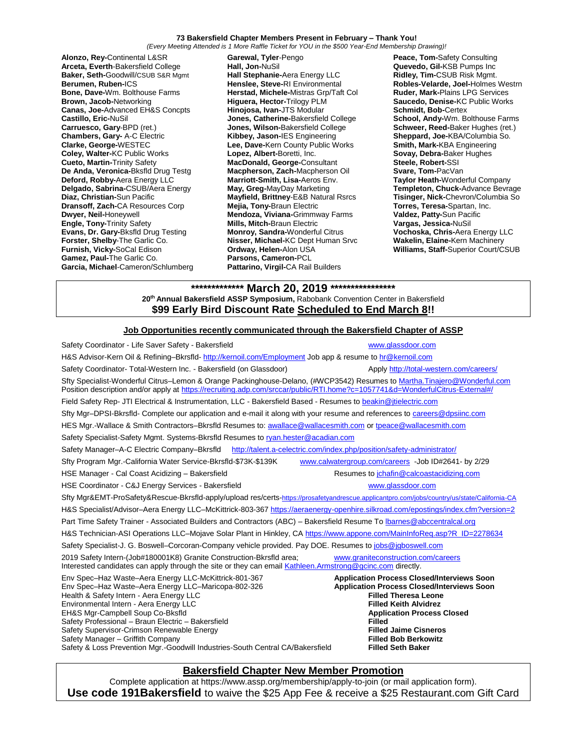**73 Bakersfield Chapter Members Present in February – Thank You!**

*(Every Meeting Attended is 1 More Raffle Ticket for YOU in the $500 Year-End Membership Drawing)!*

**Alonzo, Rey-**Continental L&SR
**Arceta, Everth**-Bakersfield College
**Baker, Seth-**Goodwill/CSUB S&R Mgmt
**Berumen, Ruben-**ICS
**Bone, Dave-**Wm. Bolthouse Farms
**Brown, Jacob-**Networking
**Canas, Joe-**Advanced EH&S Concpts
**Castillo, Eric-**NuSil
**Carruesco, Gary**-BPD (ret.)
**Chambers, Gary-** A-C Electric
**Clarke, George-**WESTEC
**Coley, Walter-**KC Public Works
**Cueto, Martin-**Trinity Safety
**De Anda, Veronica-**Bksfld Drug Testg
**Deford, Robby-**Aera Energy LLC
**Delgado, Sabrina-**CSUB/Aera Energy
**Diaz, Christian-**Sun Pacific
**Dransoff, Zach-**CA Resources Corp
**Dwyer, Neil-**Honeywell
**Engle, Tony-**Trinity Safety
**Evans, Dr. Gary-**Bksfld Drug Testing
**Forster, Shelby**-The Garlic Co.
**Furnish, Vicky-**SoCal Edison
**Gamez, Paul-**The Garlic Co.
**Garcia, Michael**-Cameron/Schlumberg
**Garewal, Tyler**-Pengo
**Hall, Jon-**NuSil
**Hall Stephanie-**Aera Energy LLC
**Henslee, Steve-**RI Environmental
**Herstad, Michele-**Mistras Grp/Taft Col
**Higuera, Hector-**Trilogy PLM
**Hinojosa, Ivan-**JTS Modular
**Jones, Catherine-**Bakersfield College
**Jones, Wilson-**Bakersfield College
**Kibbey, Jason-**IES Engineering
**Lee, Dave-**Kern County Public Works
**Lopez, Albert-**Boretti, Inc.
**MacDonald, George-**Consultant
**Macpherson, Zach-**Macpherson Oil
**Marriott-Smith, Lisa-**Aeros Env.
**May, Greg-**MayDay Marketing
**Mayfield, Brittney**-E&B Natural Rsrcs
**Mejia, Tony-**Braun Electric
**Mendoza, Viviana-**Grimmway Farms
**Mills, Mitch-**Braun Electric
**Monroy, Sandra-**Wonderful Citrus
**Nisser, Michael-**KC Dept Human Srvc
**Ordway, Helen-**Alon USA
**Parsons, Cameron-**PCL
**Pattarino, Virgil-**CA Rail Builders
**Peace, Tom-**Safety Consulting
**Quevedo, Gil-**KSB Pumps Inc
**Ridley, Tim-**CSUB Risk Mgmt.
**Robles-Velarde, Joel-**Holmes Westrn
**Ruder, Mark-**Plains LPG Services
**Saucedo, Denise-**KC Public Works
**Schmidt, Bob-**Certex
**School, Andy-**Wm. Bolthouse Farms
**Schweer, Reed-**Baker Hughes (ret.)
**Sheppard, Joe-**KBA/Columbia So.
**Smith, Mark-**KBA Engineering
**Sovay, Debra-**Baker Hughes
**Steele, Robert-**SSI
**Svare, Tom-**PacVan
**Taylor Heath-**Wonderful Company
**Templeton, Chuck-**Advance Bevrage
**Tisinger, Nick-**Chevron/Columbia So
**Torres, Teresa-**Spartan, Inc.
**Valdez, Patty-**Sun Pacific
**Vargas, Jessica-**NuSil
**Vochoska, Chris-**Aera Energy LLC
**Wakelin, Elaine-**Kern Machinery
**Williams, Staff-**Superior Court/CSUB

**************\* March 20, 2019 *****************

**20th Annual Bakersfield ASSP Symposium,** Rabobank Convention Center in Bakersfield

**$99 Early Bird Discount Rate Scheduled to End March 8!!**

## Job Opportunities recently communicated through the Bakersfield Chapter of ASSP

Safety Coordinator - Life Saver Safety - Bakersfield www.glassdoor.com

H&S Advisor-Kern Oil & Refining–Bksfld- http://kernoil.com/Employment Job app & resume to hr@kernoil.com

Safety Coordinator- Total-Western Inc. - Bakersfield (on Glassdoor) Apply http://total-western.com/careers/

Sfty Specialist-Wonderful Citrus–Lemon & Orange Packinghouse-Delano, (#WCP3542) Resumes to Martha.Tinajero@Wonderful.com
Position description and/or apply at https://recruiting.adp.com/srccar/public/RTI.home?c=1057741&d=WonderfulCitrus-External#/

Field Safety Rep- JTI Electrical & Instrumentation, LLC - Bakersfield Based - Resumes to beakin@jtielectric.com

Sfty Mgr–DPSI-Bkrsfld- Complete our application and e-mail it along with your resume and references to careers@dpsiinc.com

HES Mgr.-Wallace & Smith Contractors–Bksfld Resumes to: awallace@wallacesmith.com or tpeace@wallacesmith.com

Safety Specialist-Safety Mgmt. Systems-Bksfld Resumes to ryan.hester@acadian.com

Safety Manager–A-C Electric Company–Bkrsfld http://talent.a-celectric.com/index.php/position/safety-administrator/

Sfty Program Mgr.-California Water Service-Bksfld-$73K-$139K www.calwatergroup.com/careers -Job ID#2641- by 2/29

HSE Manager - Cal Coast Acidizing – Bakersfield Resumes to jchafin@calcoastacidizing.com

HSE Coordinator - C&J Energy Services - Bakersfield www.glassdoor.com

Sfty Mgr&EMT-ProSafety&Rescue-Bkrsfld-apply/upload res/certs-https://prosafetyandrescue.applicantpro.com/jobs/country/us/state/California-CA

H&S Specialist/Advisor–Aera Energy LLC–McKittrick-803-367 https://aeraenergy-openhire.silkroad.com/epostings/index.cfm?version=2

Part Time Safety Trainer - Associated Builders and Contractors (ABC) – Bakersfield Resume To lbarnes@abccentralcal.org

H&S Technician-ASI Operations LLC–Mojave Solar Plant in Hinkley, CA https://www.appone.com/MainInfoReq.asp?R_ID=2278634

Safety Specialist-J. G. Boswell–Corcoran-Company vehicle provided. Pay DOE. Resumes to jobs@jgboswell.com

2019 Safety Intern-(Job#180001K8) Granite Construction-Bkrsfld area; www.graniteconstruction.com/careers
Interested candidates can apply through the site or they can email Kathleen.Armstrong@gcinc.com directly.

| | |
|---|---|
| Env Spec–Haz Waste–Aera Energy LLC-McKittrick-801-367 | **Application Process Closed/Interviews Soon** |
| Env Spec–Haz Waste–Aera Energy LLC–Maricopa-802-326 | **Application Process Closed/Interviews Soon** |
| Health & Safety Intern - Aera Energy LLC | **Filled Theresa Leone** |
| Environmental Intern - Aera Energy LLC | **Filled Keith Alvidrez** |
| EH&S Mgr-Campbell Soup Co-Bksfld | **Application Process Closed** |
| Safety Professional – Braun Electric – Bakersfield | **Filled** |
| Safety Supervisor-Crimson Renewable Energy | **Filled Jaime Cisneros** |
| Safety Manager – Griffith Company | **Filled Bob Berkowitz** |
| Safety & Loss Prevention Mgr.-Goodwill Industries-South Central CA/Bakersfield | **Filled Seth Baker** |

## Bakersfield Chapter New Member Promotion

Complete application at https://www.assp.org/membership/apply-to-join (or mail application form).

**Use code 191Bakersfield** to waive the $25 App Fee & receive a $25 Restaurant.com Gift Card